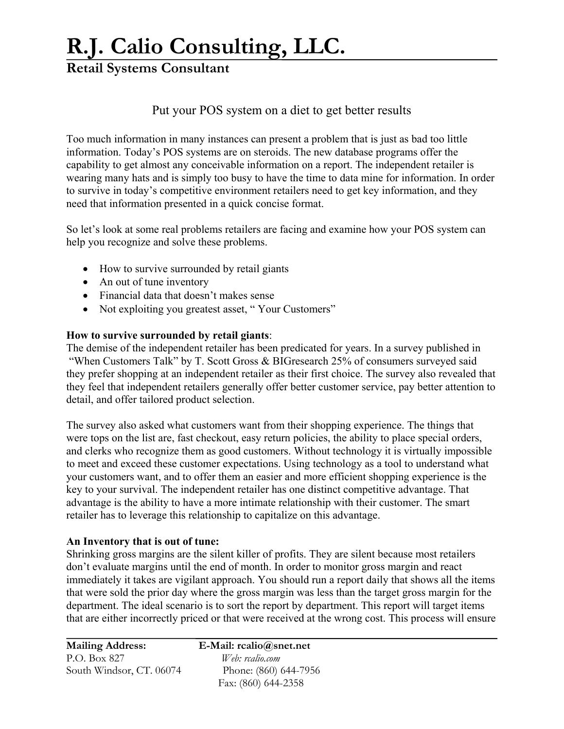# R.J. Calio Consulting, LLC.

## Retail Systems Consultant

### Put your POS system on a diet to get better results

Too much information in many instances can present a problem that is just as bad too little information. Today's POS systems are on steroids. The new database programs offer the capability to get almost any conceivable information on a report. The independent retailer is wearing many hats and is simply too busy to have the time to data mine for information. In order to survive in today's competitive environment retailers need to get key information, and they need that information presented in a quick concise format.

So let's look at some real problems retailers are facing and examine how your POS system can help you recognize and solve these problems.

- How to survive surrounded by retail giants
- An out of tune inventory
- Financial data that doesn't makes sense
- Not exploiting you greatest asset, " Your Customers"

**How to survive surrounded by retail giants**:
The demise of the independent retailer has been predicated for years. In a survey published in "When Customers Talk" by T. Scott Gross & BIGresearch 25% of consumers surveyed said they prefer shopping at an independent retailer as their first choice. The survey also revealed that they feel that independent retailers generally offer better customer service, pay better attention to detail, and offer tailored product selection.

The survey also asked what customers want from their shopping experience. The things that were tops on the list are, fast checkout, easy return policies, the ability to place special orders, and clerks who recognize them as good customers. Without technology it is virtually impossible to meet and exceed these customer expectations. Using technology as a tool to understand what your customers want, and to offer them an easier and more efficient shopping experience is the key to your survival. The independent retailer has one distinct competitive advantage. That advantage is the ability to have a more intimate relationship with their customer. The smart retailer has to leverage this relationship to capitalize on this advantage.

**An Inventory that is out of tune:**
Shrinking gross margins are the silent killer of profits. They are silent because most retailers don't evaluate margins until the end of month. In order to monitor gross margin and react immediately it takes are vigilant approach. You should run a report daily that shows all the items that were sold the prior day where the gross margin was less than the target gross margin for the department. The ideal scenario is to sort the report by department. This report will target items that are either incorrectly priced or that were received at the wrong cost. This process will ensure

**Mailing Address:**
P.O. Box 827
South Windsor, CT. 06074

**E-Mail: rcalio@snet.net**
*Web: rcalio.com*
Phone: (860) 644-7956
Fax: (860) 644-2358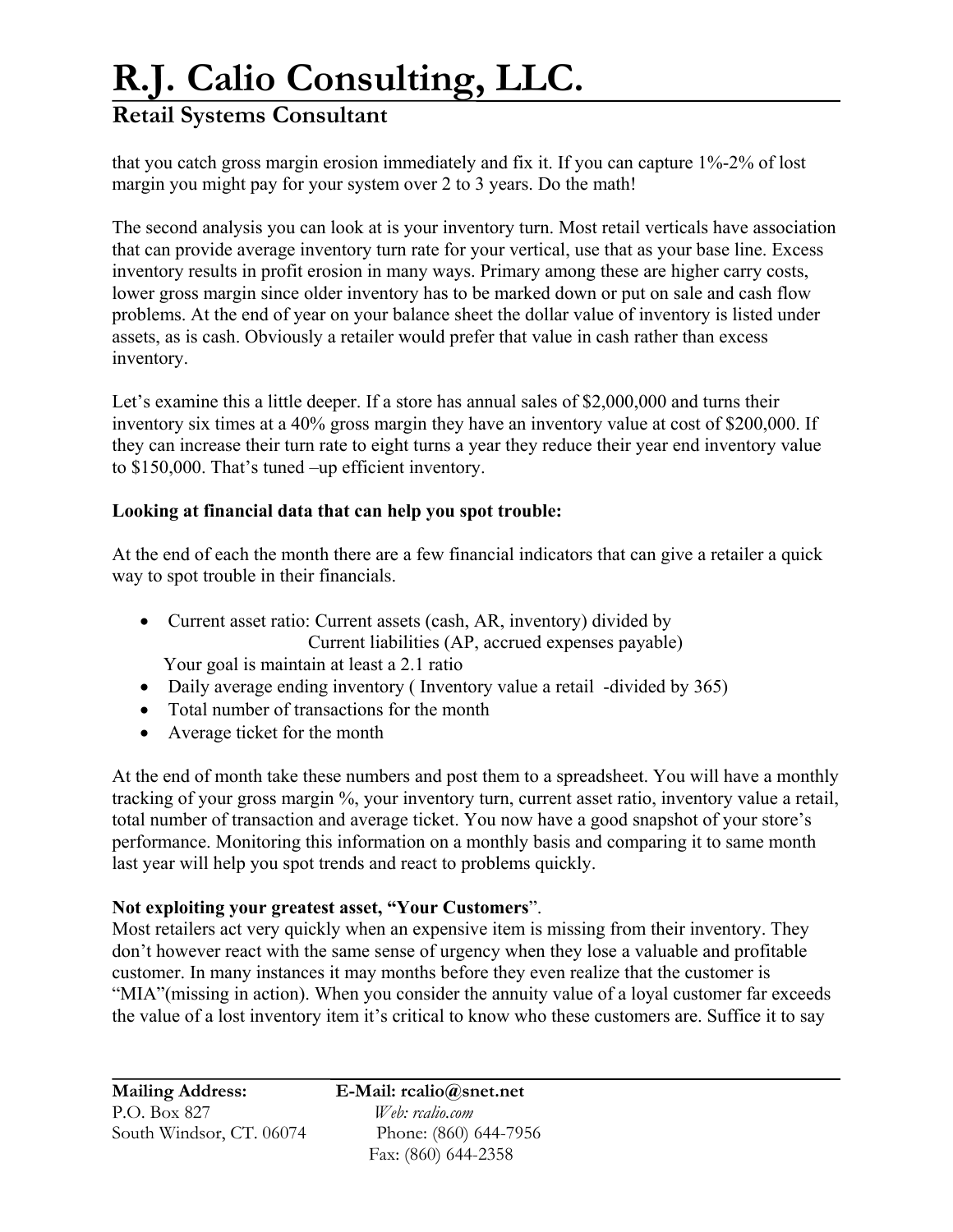that you catch gross margin erosion immediately and fix it. If you can capture 1%-2% of lost margin you might pay for your system over 2 to 3 years. Do the math!

The second analysis you can look at is your inventory turn. Most retail verticals have association that can provide average inventory turn rate for your vertical, use that as your base line. Excess inventory results in profit erosion in many ways. Primary among these are higher carry costs, lower gross margin since older inventory has to be marked down or put on sale and cash flow problems. At the end of year on your balance sheet the dollar value of inventory is listed under assets, as is cash. Obviously a retailer would prefer that value in cash rather than excess inventory.

Let's examine this a little deeper. If a store has annual sales of $2,000,000 and turns their inventory six times at a 40% gross margin they have an inventory value at cost of $200,000. If they can increase their turn rate to eight turns a year they reduce their year end inventory value to $150,000. That's tuned –up efficient inventory.

**Looking at financial data that can help you spot trouble:**

At the end of each the month there are a few financial indicators that can give a retailer a quick way to spot trouble in their financials.

- Current asset ratio: Current assets (cash, AR, inventory) divided by
  Current liabilities (AP, accrued expenses payable)
  Your goal is maintain at least a 2.1 ratio
- Daily average ending inventory ( Inventory value a retail -divided by 365)
- Total number of transactions for the month
- Average ticket for the month

At the end of month take these numbers and post them to a spreadsheet. You will have a monthly tracking of your gross margin %, your inventory turn, current asset ratio, inventory value a retail, total number of transaction and average ticket. You now have a good snapshot of your store's performance. Monitoring this information on a monthly basis and comparing it to same month last year will help you spot trends and react to problems quickly.

**Not exploiting your greatest asset, "Your Customers**".
Most retailers act very quickly when an expensive item is missing from their inventory. They don't however react with the same sense of urgency when they lose a valuable and profitable customer. In many instances it may months before they even realize that the customer is "MIA"(missing in action). When you consider the annuity value of a loyal customer far exceeds the value of a lost inventory item it's critical to know who these customers are. Suffice it to say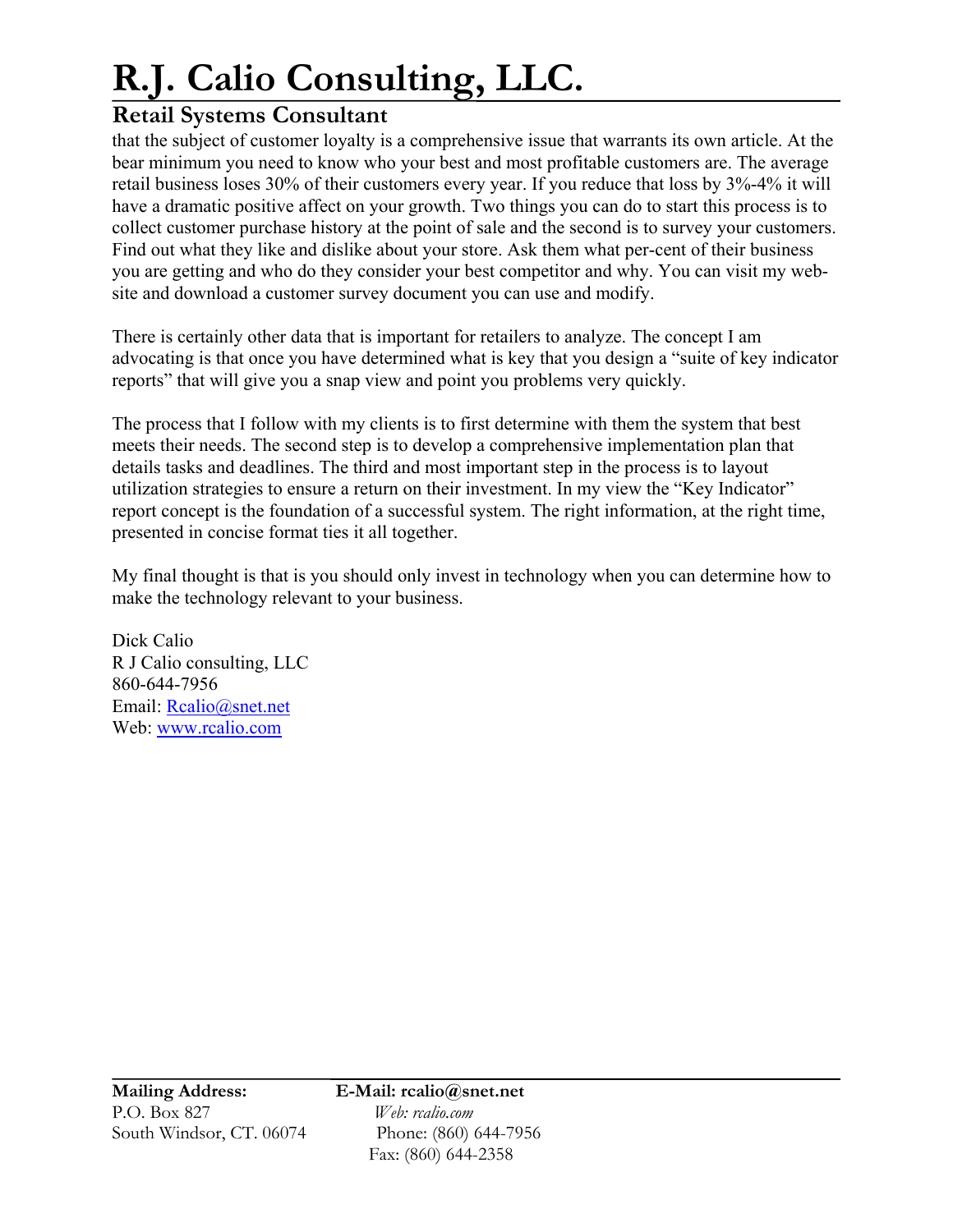that the subject of customer loyalty is a comprehensive issue that warrants its own article. At the bear minimum you need to know who your best and most profitable customers are. The average retail business loses 30% of their customers every year. If you reduce that loss by 3%-4% it will have a dramatic positive affect on your growth. Two things you can do to start this process is to collect customer purchase history at the point of sale and the second is to survey your customers. Find out what they like and dislike about your store. Ask them what per-cent of their business you are getting and who do they consider your best competitor and why. You can visit my web-site and download a customer survey document you can use and modify.

There is certainly other data that is important for retailers to analyze. The concept I am advocating is that once you have determined what is key that you design a "suite of key indicator reports" that will give you a snap view and point you problems very quickly.

The process that I follow with my clients is to first determine with them the system that best meets their needs. The second step is to develop a comprehensive implementation plan that details tasks and deadlines. The third and most important step in the process is to layout utilization strategies to ensure a return on their investment. In my view the "Key Indicator" report concept is the foundation of a successful system. The right information, at the right time, presented in concise format ties it all together.

My final thought is that is you should only invest in technology when you can determine how to make the technology relevant to your business.

Dick Calio  
R J Calio consulting, LLC  
860-644-7956  
Email: Rcalio@snet.net  
Web: www.rcalio.com